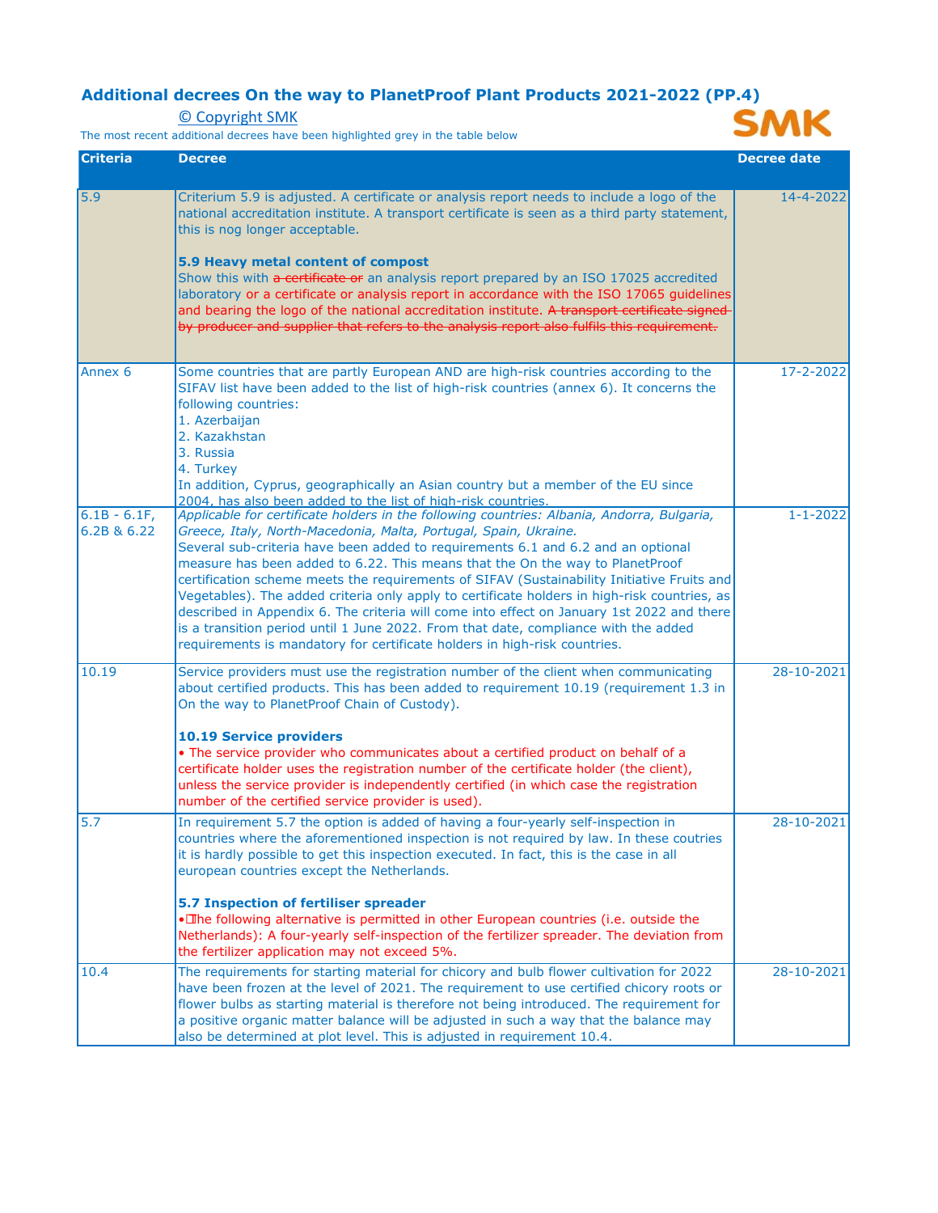## Additional decrees On the way to PlanetProof Plant Products 2021-2022 (PP.4)

© Copyright SMK

SMK

The most recent additional decrees have been highlighted grey in the table below

| Criteria | Decree | Decree date |
|---|---|---|
| 5.9 | Criterium 5.9 is adjusted. A certificate or analysis report needs to include a logo of the national accreditation institute. A transport certificate is seen as a third party statement, this is nog longer acceptable.<br><br>**5.9 Heavy metal content of compost**<br>Show this with ~~a certificate or~~ an analysis report prepared by an ISO 17025 accredited laboratory or a certificate or analysis report in accordance with the ISO 17065 guidelines and bearing the logo of the national accreditation institute. ~~A transport certificate signed by producer and supplier that refers to the analysis report also fulfils this requirement.~~ | 14-4-2022 |
| Annex 6 | Some countries that are partly European AND are high-risk countries according to the SIFAV list have been added to the list of high-risk countries (annex 6). It concerns the following countries:<br>1. Azerbaijan<br>2. Kazakhstan<br>3. Russia<br>4. Turkey<br>In addition, Cyprus, geographically an Asian country but a member of the EU since 2004, has also been added to the list of high-risk countries. | 17-2-2022 |
| 6.1B - 6.1F, 6.2B & 6.22 | *Applicable for certificate holders in the following countries: Albania, Andorra, Bulgaria, Greece, Italy, North-Macedonia, Malta, Portugal, Spain, Ukraine.*<br>Several sub-criteria have been added to requirements 6.1 and 6.2 and an optional measure has been added to 6.22. This means that the On the way to PlanetProof certification scheme meets the requirements of SIFAV (Sustainability Initiative Fruits and Vegetables). The added criteria only apply to certificate holders in high-risk countries, as described in Appendix 6. The criteria will come into effect on January 1st 2022 and there is a transition period until 1 June 2022. From that date, compliance with the added requirements is mandatory for certificate holders in high-risk countries. | 1-1-2022 |
| 10.19 | Service providers must use the registration number of the client when communicating about certified products. This has been added to requirement 10.19 (requirement 1.3 in On the way to PlanetProof Chain of Custody).<br><br>**10.19 Service providers**<br>• The service provider who communicates about a certified product on behalf of a certificate holder uses the registration number of the certificate holder (the client), unless the service provider is independently certified (in which case the registration number of the certified service provider is used). | 28-10-2021 |
| 5.7 | In requirement 5.7 the option is added of having a four-yearly self-inspection in countries where the aforementioned inspection is not required by law. In these coutries it is hardly possible to get this inspection executed. In fact, this is the case in all european countries except the Netherlands.<br><br>**5.7 Inspection of fertiliser spreader**<br>• The following alternative is permitted in other European countries (i.e. outside the Netherlands): A four-yearly self-inspection of the fertilizer spreader. The deviation from the fertilizer application may not exceed 5%. | 28-10-2021 |
| 10.4 | The requirements for starting material for chicory and bulb flower cultivation for 2022 have been frozen at the level of 2021. The requirement to use certified chicory roots or flower bulbs as starting material is therefore not being introduced. The requirement for a positive organic matter balance will be adjusted in such a way that the balance may also be determined at plot level. This is adjusted in requirement 10.4. | 28-10-2021 |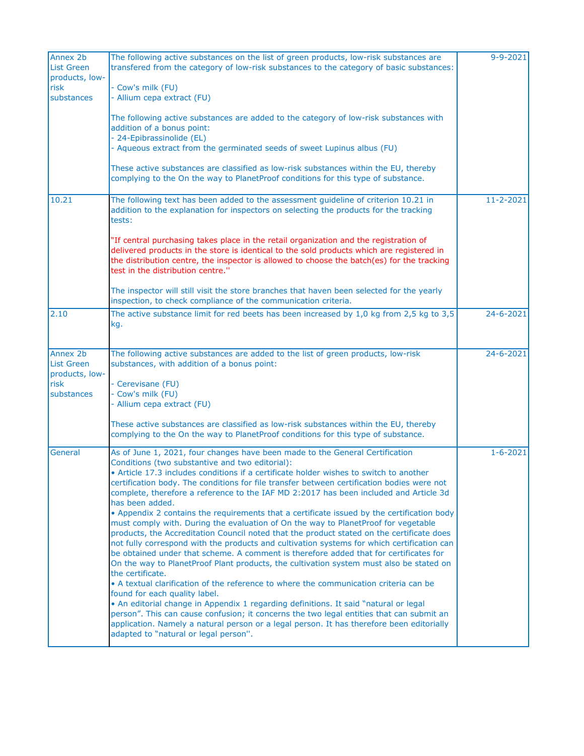| | | |
|---|---|---|
| Annex 2b List Green products, low-risk substances | The following active substances on the list of green products, low-risk substances are transfered from the category of low-risk substances to the category of basic substances:<br><br>- Cow's milk (FU)<br>- Allium cepa extract (FU)<br><br>The following active substances are added to the category of low-risk substances with addition of a bonus point:<br>- 24-Epibrassinolide (EL)<br>- Aqueous extract from the germinated seeds of sweet Lupinus albus (FU)<br><br>These active substances are classified as low-risk substances within the EU, thereby complying to the On the way to PlanetProof conditions for this type of substance. | 9-9-2021 |
| 10.21 | The following text has been added to the assessment guideline of criterion 10.21 in addition to the explanation for inspectors on selecting the products for the tracking tests:<br><br>"If central purchasing takes place in the retail organization and the registration of delivered products in the store is identical to the sold products which are registered in the distribution centre, the inspector is allowed to choose the batch(es) for the tracking test in the distribution centre.''<br><br>The inspector will still visit the store branches that haven been selected for the yearly inspection, to check compliance of the communication criteria. | 11-2-2021 |
| 2.10 | The active substance limit for red beets has been increased by 1,0 kg from 2,5 kg to 3,5 kg. | 24-6-2021 |
| Annex 2b List Green products, low-risk substances | The following active substances are added to the list of green products, low-risk substances, with addition of a bonus point:<br><br>- Cerevisane (FU)<br>- Cow's milk (FU)<br>- Allium cepa extract (FU)<br><br>These active substances are classified as low-risk substances within the EU, thereby complying to the On the way to PlanetProof conditions for this type of substance. | 24-6-2021 |
| General | As of June 1, 2021, four changes have been made to the General Certification Conditions (two substantive and two editorial):<br>• Article 17.3 includes conditions if a certificate holder wishes to switch to another certification body. The conditions for file transfer between certification bodies were not complete, therefore a reference to the IAF MD 2:2017 has been included and Article 3d has been added.<br>• Appendix 2 contains the requirements that a certificate issued by the certification body must comply with. During the evaluation of On the way to PlanetProof for vegetable products, the Accreditation Council noted that the product stated on the certificate does not fully correspond with the products and cultivation systems for which certification can be obtained under that scheme. A comment is therefore added that for certificates for On the way to PlanetProof Plant products, the cultivation system must also be stated on the certificate.<br>• A textual clarification of the reference to where the communication criteria can be found for each quality label.<br>• An editorial change in Appendix 1 regarding definitions. It said "natural or legal person". This can cause confusion; it concerns the two legal entities that can submit an application. Namely a natural person or a legal person. It has therefore been editorially adapted to "natural or legal person''. | 1-6-2021 |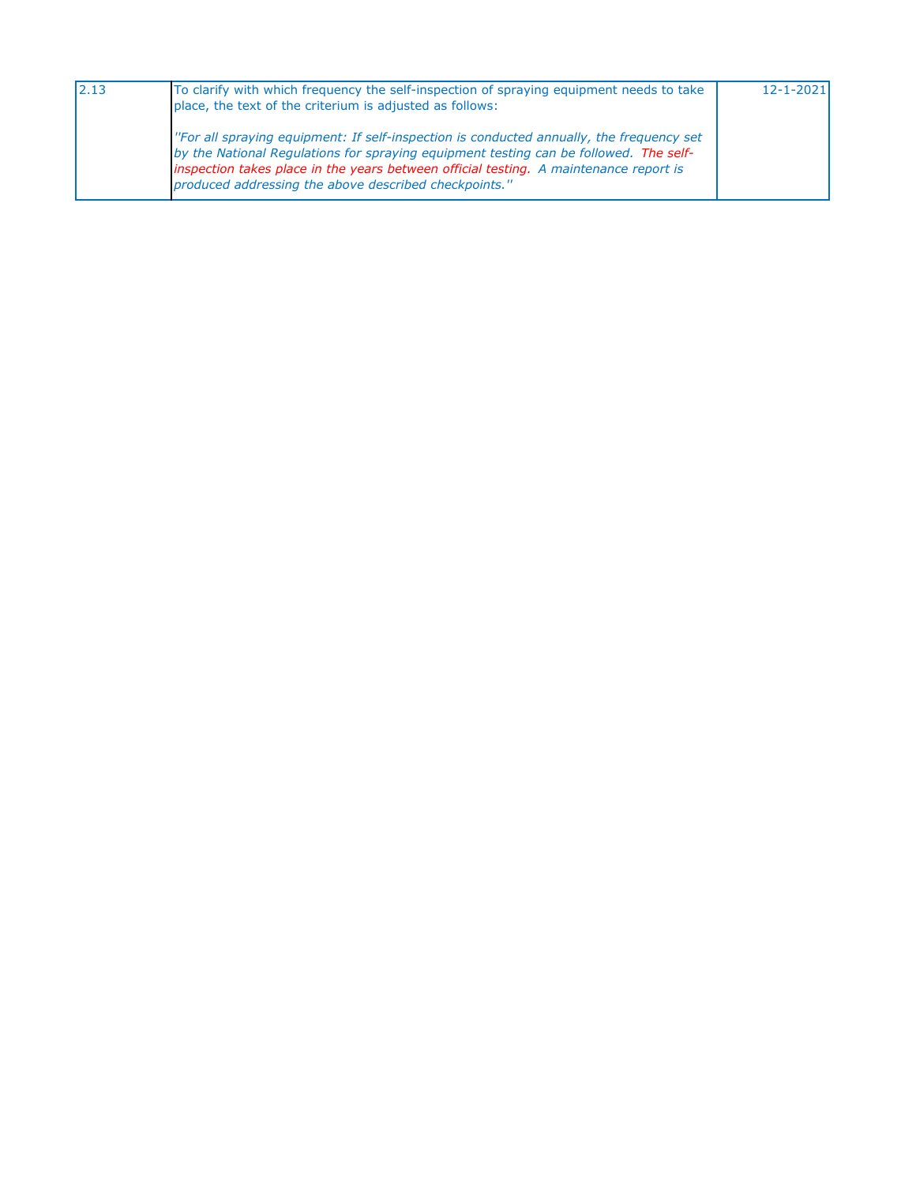| | | |
|---|---|---|
| 2.13 | To clarify with which frequency the self-inspection of spraying equipment needs to take place, the text of the criterium is adjusted as follows:<br><br>*''For all spraying equipment: If self-inspection is conducted annually, the frequency set by the National Regulations for spraying equipment testing can be followed. The self-inspection takes place in the years between official testing. A maintenance report is produced addressing the above described checkpoints.''* | 12-1-2021 |